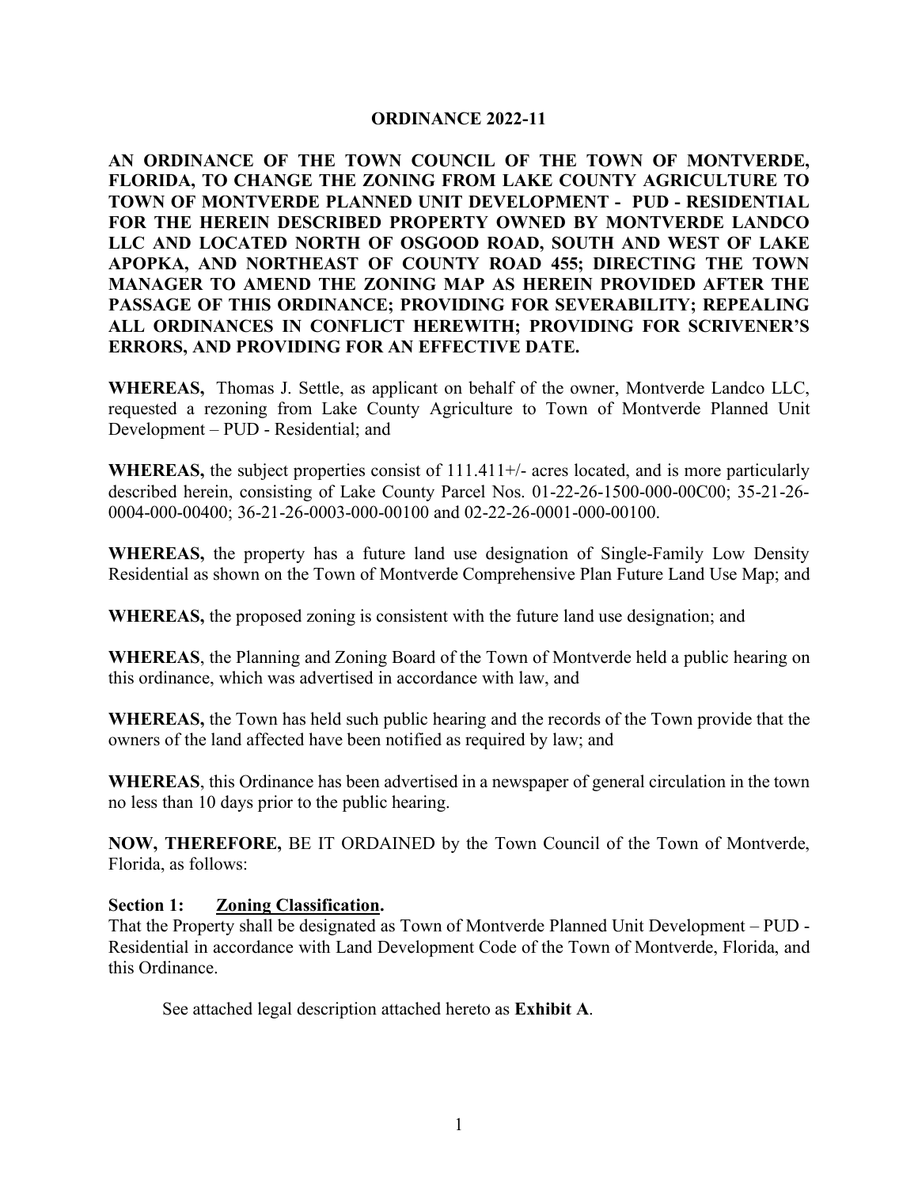# ORDINANCE 2022-11

**AN ORDINANCE OF THE TOWN COUNCIL OF THE TOWN OF MONTVERDE, FLORIDA, TO CHANGE THE ZONING FROM LAKE COUNTY AGRICULTURE TO TOWN OF MONTVERDE PLANNED UNIT DEVELOPMENT - PUD - RESIDENTIAL FOR THE HEREIN DESCRIBED PROPERTY OWNED BY MONTVERDE LANDCO LLC AND LOCATED NORTH OF OSGOOD ROAD, SOUTH AND WEST OF LAKE APOPKA, AND NORTHEAST OF COUNTY ROAD 455; DIRECTING THE TOWN MANAGER TO AMEND THE ZONING MAP AS HEREIN PROVIDED AFTER THE PASSAGE OF THIS ORDINANCE; PROVIDING FOR SEVERABILITY; REPEALING ALL ORDINANCES IN CONFLICT HEREWITH; PROVIDING FOR SCRIVENER'S ERRORS, AND PROVIDING FOR AN EFFECTIVE DATE.**

**WHEREAS,** Thomas J. Settle, as applicant on behalf of the owner, Montverde Landco LLC, requested a rezoning from Lake County Agriculture to Town of Montverde Planned Unit Development – PUD - Residential; and

**WHEREAS,** the subject properties consist of 111.411+/- acres located, and is more particularly described herein, consisting of Lake County Parcel Nos. 01-22-26-1500-000-00C00; 35-21-26-0004-000-00400; 36-21-26-0003-000-00100 and 02-22-26-0001-000-00100.

**WHEREAS,** the property has a future land use designation of Single-Family Low Density Residential as shown on the Town of Montverde Comprehensive Plan Future Land Use Map; and

**WHEREAS,** the proposed zoning is consistent with the future land use designation; and

**WHEREAS**, the Planning and Zoning Board of the Town of Montverde held a public hearing on this ordinance, which was advertised in accordance with law, and

**WHEREAS,** the Town has held such public hearing and the records of the Town provide that the owners of the land affected have been notified as required by law; and

**WHEREAS**, this Ordinance has been advertised in a newspaper of general circulation in the town no less than 10 days prior to the public hearing.

**NOW, THEREFORE,** BE IT ORDAINED by the Town Council of the Town of Montverde, Florida, as follows:

**Section 1: Zoning Classification.**
That the Property shall be designated as Town of Montverde Planned Unit Development – PUD - Residential in accordance with Land Development Code of the Town of Montverde, Florida, and this Ordinance.

See attached legal description attached hereto as **Exhibit A**.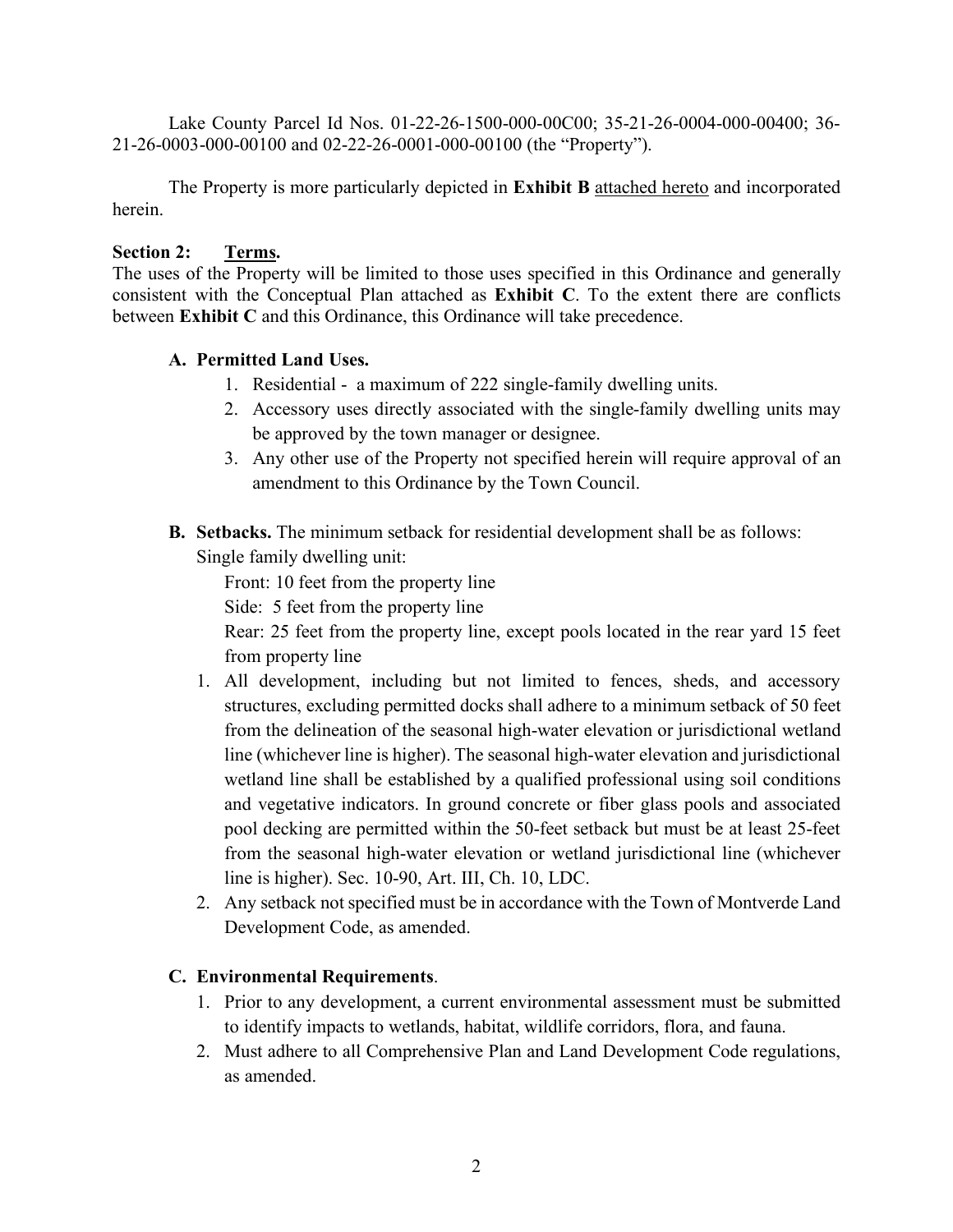Lake County Parcel Id Nos. 01-22-26-1500-000-00C00; 35-21-26-0004-000-00400; 36-21-26-0003-000-00100 and 02-22-26-0001-000-00100 (the "Property").

The Property is more particularly depicted in **Exhibit B** attached hereto and incorporated herein.

**Section 2: Terms.**

The uses of the Property will be limited to those uses specified in this Ordinance and generally consistent with the Conceptual Plan attached as **Exhibit C**. To the extent there are conflicts between **Exhibit C** and this Ordinance, this Ordinance will take precedence.

**A. Permitted Land Uses.**

1. Residential - a maximum of 222 single-family dwelling units.
2. Accessory uses directly associated with the single-family dwelling units may be approved by the town manager or designee.
3. Any other use of the Property not specified herein will require approval of an amendment to this Ordinance by the Town Council.

**B. Setbacks.** The minimum setback for residential development shall be as follows:

Single family dwelling unit:

Front: 10 feet from the property line

Side: 5 feet from the property line

Rear: 25 feet from the property line, except pools located in the rear yard 15 feet from property line

1. All development, including but not limited to fences, sheds, and accessory structures, excluding permitted docks shall adhere to a minimum setback of 50 feet from the delineation of the seasonal high-water elevation or jurisdictional wetland line (whichever line is higher). The seasonal high-water elevation and jurisdictional wetland line shall be established by a qualified professional using soil conditions and vegetative indicators. In ground concrete or fiber glass pools and associated pool decking are permitted within the 50-feet setback but must be at least 25-feet from the seasonal high-water elevation or wetland jurisdictional line (whichever line is higher). Sec. 10-90, Art. III, Ch. 10, LDC.
2. Any setback not specified must be in accordance with the Town of Montverde Land Development Code, as amended.

**C. Environmental Requirements**.

1. Prior to any development, a current environmental assessment must be submitted to identify impacts to wetlands, habitat, wildlife corridors, flora, and fauna.
2. Must adhere to all Comprehensive Plan and Land Development Code regulations, as amended.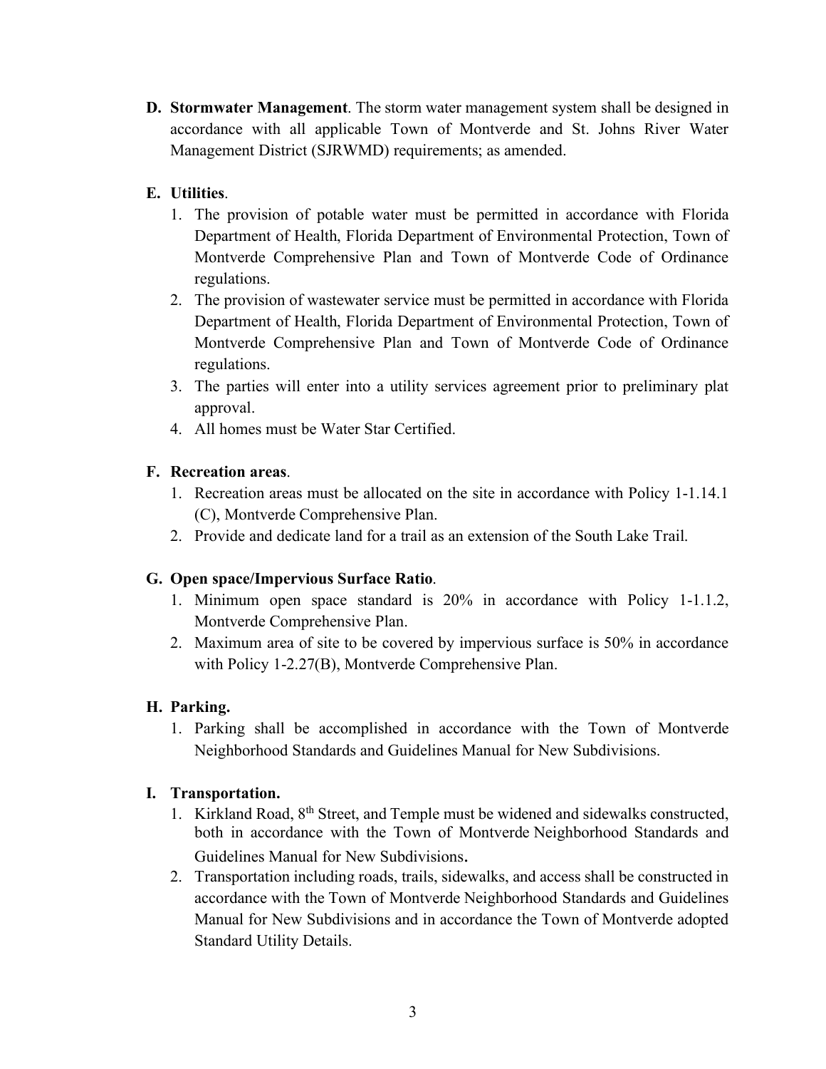**D. Stormwater Management**. The storm water management system shall be designed in accordance with all applicable Town of Montverde and St. Johns River Water Management District (SJRWMD) requirements; as amended.

**E. Utilities**.

1. The provision of potable water must be permitted in accordance with Florida Department of Health, Florida Department of Environmental Protection, Town of Montverde Comprehensive Plan and Town of Montverde Code of Ordinance regulations.
2. The provision of wastewater service must be permitted in accordance with Florida Department of Health, Florida Department of Environmental Protection, Town of Montverde Comprehensive Plan and Town of Montverde Code of Ordinance regulations.
3. The parties will enter into a utility services agreement prior to preliminary plat approval.
4. All homes must be Water Star Certified.

**F. Recreation areas**.

1. Recreation areas must be allocated on the site in accordance with Policy 1-1.14.1 (C), Montverde Comprehensive Plan.
2. Provide and dedicate land for a trail as an extension of the South Lake Trail.

**G. Open space/Impervious Surface Ratio**.

1. Minimum open space standard is 20% in accordance with Policy 1-1.1.2, Montverde Comprehensive Plan.
2. Maximum area of site to be covered by impervious surface is 50% in accordance with Policy 1-2.27(B), Montverde Comprehensive Plan.

**H. Parking.**

1. Parking shall be accomplished in accordance with the Town of Montverde Neighborhood Standards and Guidelines Manual for New Subdivisions.

**I. Transportation.**

1. Kirkland Road, 8th Street, and Temple must be widened and sidewalks constructed, both in accordance with the Town of Montverde Neighborhood Standards and Guidelines Manual for New Subdivisions.
2. Transportation including roads, trails, sidewalks, and access shall be constructed in accordance with the Town of Montverde Neighborhood Standards and Guidelines Manual for New Subdivisions and in accordance the Town of Montverde adopted Standard Utility Details.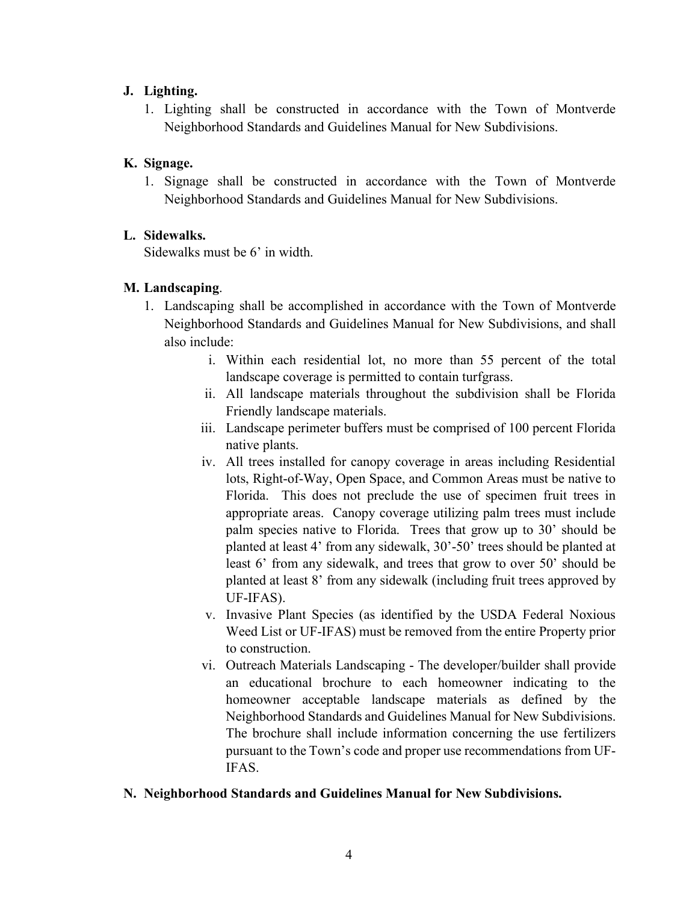**J. Lighting.**

1. Lighting shall be constructed in accordance with the Town of Montverde Neighborhood Standards and Guidelines Manual for New Subdivisions.

**K. Signage.**

1. Signage shall be constructed in accordance with the Town of Montverde Neighborhood Standards and Guidelines Manual for New Subdivisions.

**L. Sidewalks.**

Sidewalks must be 6' in width.

**M. Landscaping**.

1. Landscaping shall be accomplished in accordance with the Town of Montverde Neighborhood Standards and Guidelines Manual for New Subdivisions, and shall also include:
   i. Within each residential lot, no more than 55 percent of the total landscape coverage is permitted to contain turfgrass.
   ii. All landscape materials throughout the subdivision shall be Florida Friendly landscape materials.
   iii. Landscape perimeter buffers must be comprised of 100 percent Florida native plants.
   iv. All trees installed for canopy coverage in areas including Residential lots, Right-of-Way, Open Space, and Common Areas must be native to Florida. This does not preclude the use of specimen fruit trees in appropriate areas. Canopy coverage utilizing palm trees must include palm species native to Florida. Trees that grow up to 30' should be planted at least 4' from any sidewalk, 30'-50' trees should be planted at least 6' from any sidewalk, and trees that grow to over 50' should be planted at least 8' from any sidewalk (including fruit trees approved by UF-IFAS).
   v. Invasive Plant Species (as identified by the USDA Federal Noxious Weed List or UF-IFAS) must be removed from the entire Property prior to construction.
   vi. Outreach Materials Landscaping - The developer/builder shall provide an educational brochure to each homeowner indicating to the homeowner acceptable landscape materials as defined by the Neighborhood Standards and Guidelines Manual for New Subdivisions. The brochure shall include information concerning the use fertilizers pursuant to the Town's code and proper use recommendations from UF-IFAS.

**N. Neighborhood Standards and Guidelines Manual for New Subdivisions.**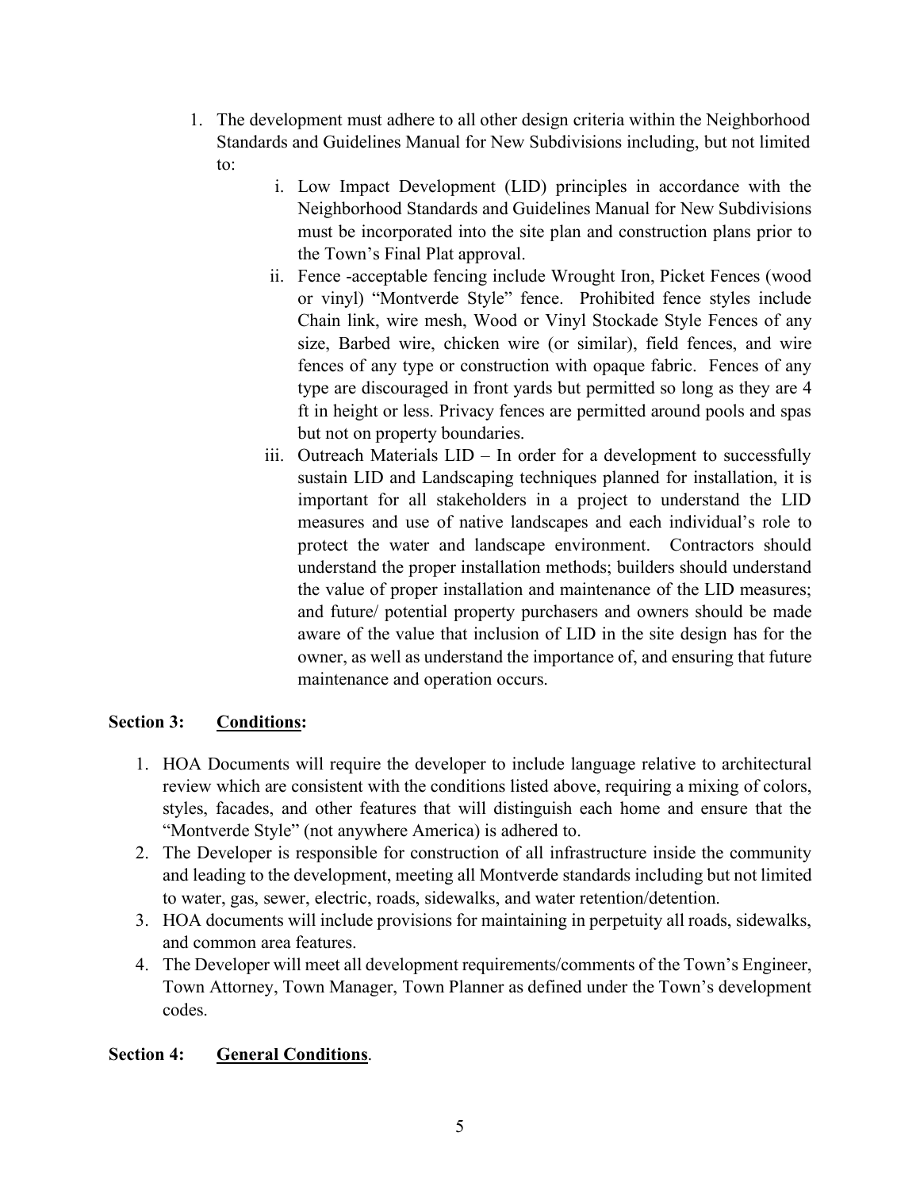1. The development must adhere to all other design criteria within the Neighborhood Standards and Guidelines Manual for New Subdivisions including, but not limited to:

    i. Low Impact Development (LID) principles in accordance with the Neighborhood Standards and Guidelines Manual for New Subdivisions must be incorporated into the site plan and construction plans prior to the Town's Final Plat approval.

    ii. Fence -acceptable fencing include Wrought Iron, Picket Fences (wood or vinyl) "Montverde Style" fence. Prohibited fence styles include Chain link, wire mesh, Wood or Vinyl Stockade Style Fences of any size, Barbed wire, chicken wire (or similar), field fences, and wire fences of any type or construction with opaque fabric. Fences of any type are discouraged in front yards but permitted so long as they are 4 ft in height or less. Privacy fences are permitted around pools and spas but not on property boundaries.

    iii. Outreach Materials LID – In order for a development to successfully sustain LID and Landscaping techniques planned for installation, it is important for all stakeholders in a project to understand the LID measures and use of native landscapes and each individual's role to protect the water and landscape environment. Contractors should understand the proper installation methods; builders should understand the value of proper installation and maintenance of the LID measures; and future/ potential property purchasers and owners should be made aware of the value that inclusion of LID in the site design has for the owner, as well as understand the importance of, and ensuring that future maintenance and operation occurs.

**Section 3: <u>Conditions</u>:**

1. HOA Documents will require the developer to include language relative to architectural review which are consistent with the conditions listed above, requiring a mixing of colors, styles, facades, and other features that will distinguish each home and ensure that the "Montverde Style" (not anywhere America) is adhered to.
2. The Developer is responsible for construction of all infrastructure inside the community and leading to the development, meeting all Montverde standards including but not limited to water, gas, sewer, electric, roads, sidewalks, and water retention/detention.
3. HOA documents will include provisions for maintaining in perpetuity all roads, sidewalks, and common area features.
4. The Developer will meet all development requirements/comments of the Town's Engineer, Town Attorney, Town Manager, Town Planner as defined under the Town's development codes.

**Section 4: <u>General Conditions</u>.**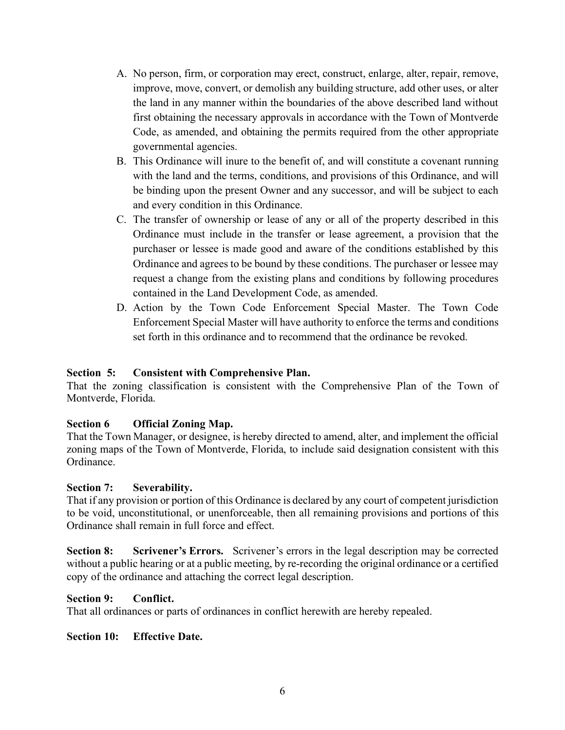A. No person, firm, or corporation may erect, construct, enlarge, alter, repair, remove, improve, move, convert, or demolish any building structure, add other uses, or alter the land in any manner within the boundaries of the above described land without first obtaining the necessary approvals in accordance with the Town of Montverde Code, as amended, and obtaining the permits required from the other appropriate governmental agencies.
B. This Ordinance will inure to the benefit of, and will constitute a covenant running with the land and the terms, conditions, and provisions of this Ordinance, and will be binding upon the present Owner and any successor, and will be subject to each and every condition in this Ordinance.
C. The transfer of ownership or lease of any or all of the property described in this Ordinance must include in the transfer or lease agreement, a provision that the purchaser or lessee is made good and aware of the conditions established by this Ordinance and agrees to be bound by these conditions. The purchaser or lessee may request a change from the existing plans and conditions by following procedures contained in the Land Development Code, as amended.
D. Action by the Town Code Enforcement Special Master. The Town Code Enforcement Special Master will have authority to enforce the terms and conditions set forth in this ordinance and to recommend that the ordinance be revoked.

**Section 5: Consistent with Comprehensive Plan.**
That the zoning classification is consistent with the Comprehensive Plan of the Town of Montverde, Florida.

**Section 6 Official Zoning Map.**
That the Town Manager, or designee, is hereby directed to amend, alter, and implement the official zoning maps of the Town of Montverde, Florida, to include said designation consistent with this Ordinance.

**Section 7: Severability.**
That if any provision or portion of this Ordinance is declared by any court of competent jurisdiction to be void, unconstitutional, or unenforceable, then all remaining provisions and portions of this Ordinance shall remain in full force and effect.

**Section 8: Scrivener's Errors.** Scrivener's errors in the legal description may be corrected without a public hearing or at a public meeting, by re-recording the original ordinance or a certified copy of the ordinance and attaching the correct legal description.

**Section 9: Conflict.**
That all ordinances or parts of ordinances in conflict herewith are hereby repealed.

**Section 10: Effective Date.**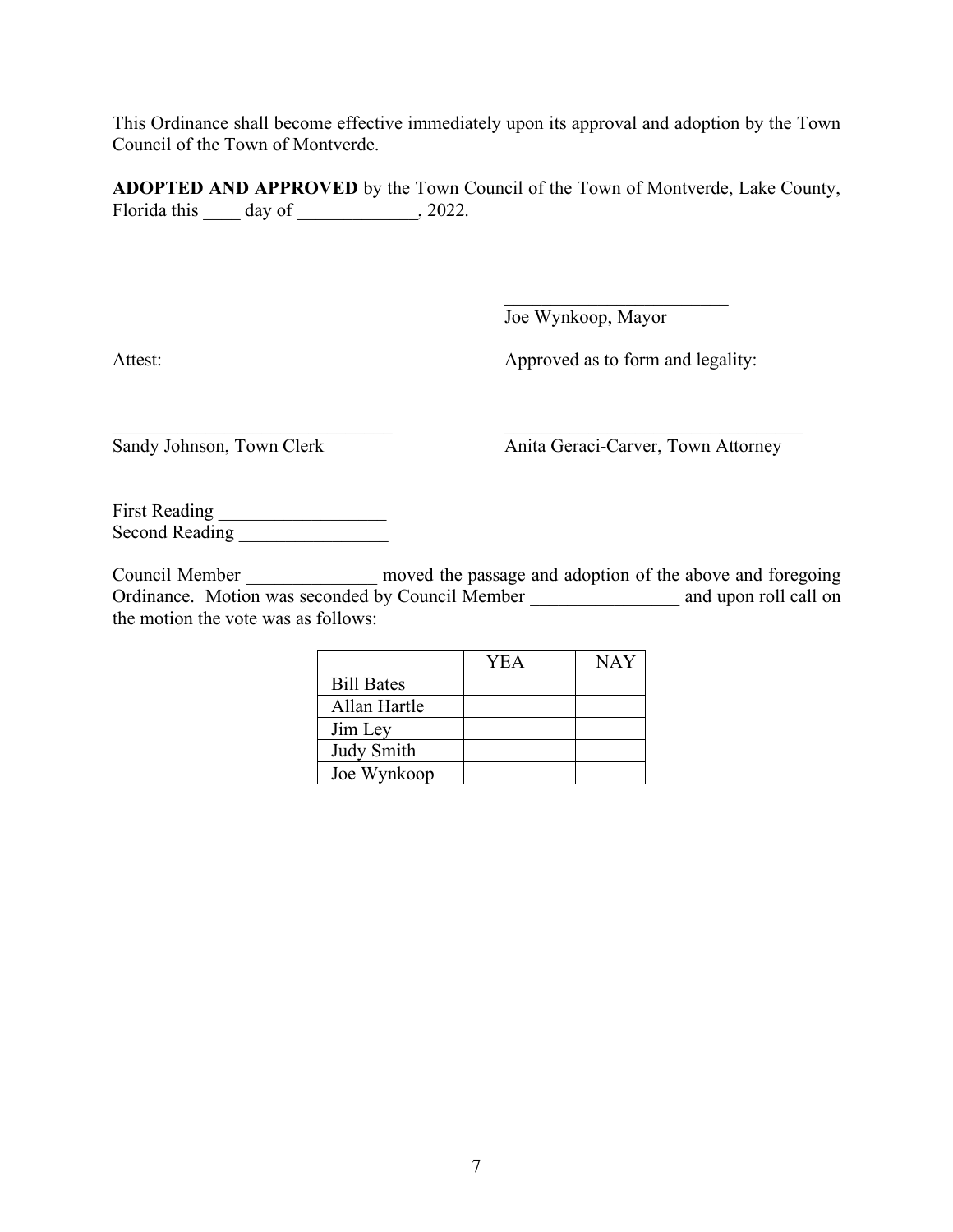This Ordinance shall become effective immediately upon its approval and adoption by the Town Council of the Town of Montverde.

**ADOPTED AND APPROVED** by the Town Council of the Town of Montverde, Lake County, Florida this ____ day of _____________, 2022.

________________________
Joe Wynkoop, Mayor

Attest:

_______________________________
Sandy Johnson, Town Clerk

Approved as to form and legality:

_________________________________
Anita Geraci-Carver, Town Attorney

First Reading __________________
Second Reading ________________

Council Member ______________ moved the passage and adoption of the above and foregoing Ordinance. Motion was seconded by Council Member ________________ and upon roll call on the motion the vote was as follows:

| | YEA | NAY |
|---|---|---|
| Bill Bates | | |
| Allan Hartle | | |
| Jim Ley | | |
| Judy Smith | | |
| Joe Wynkoop | | |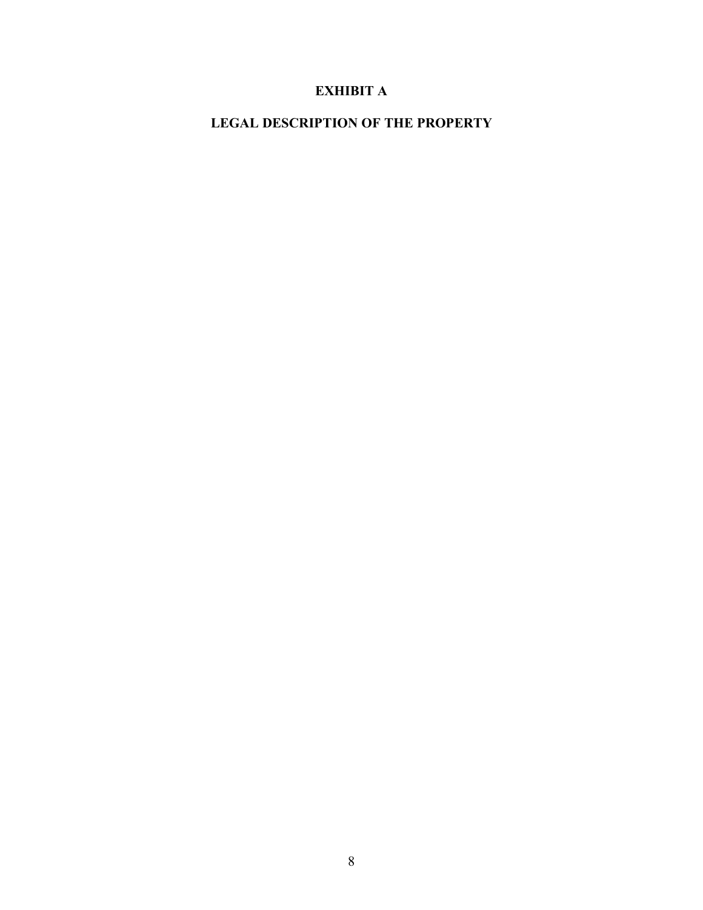# EXHIBIT A

## LEGAL DESCRIPTION OF THE PROPERTY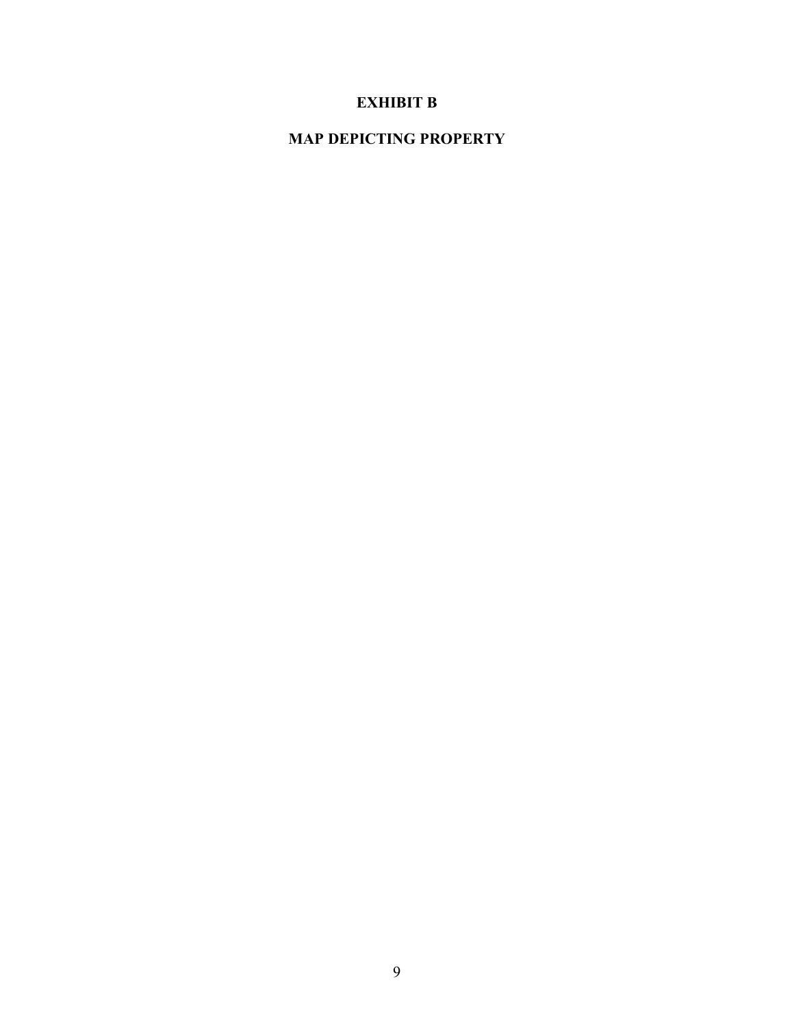# EXHIBIT B

## MAP DEPICTING PROPERTY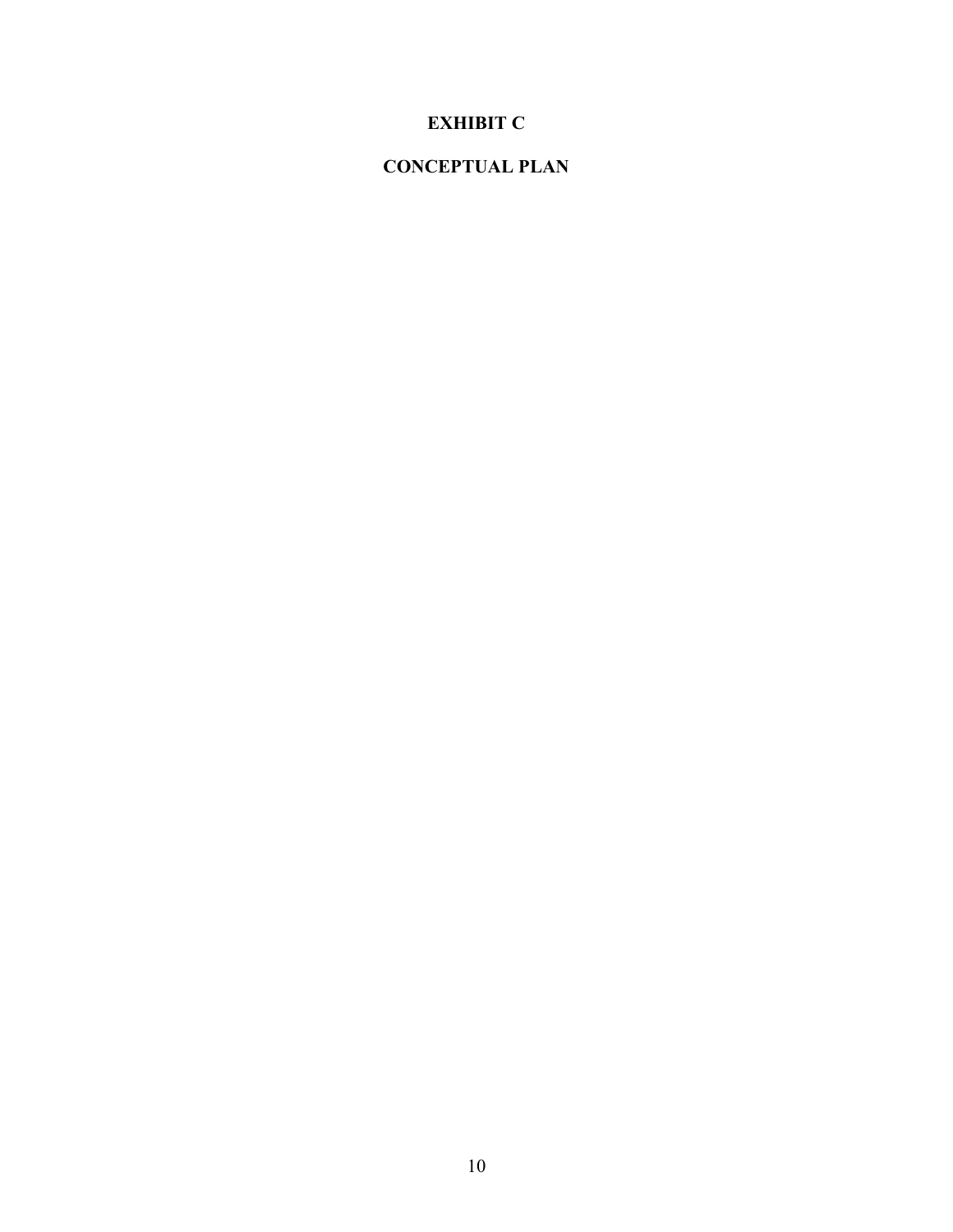# EXHIBIT C

## CONCEPTUAL PLAN